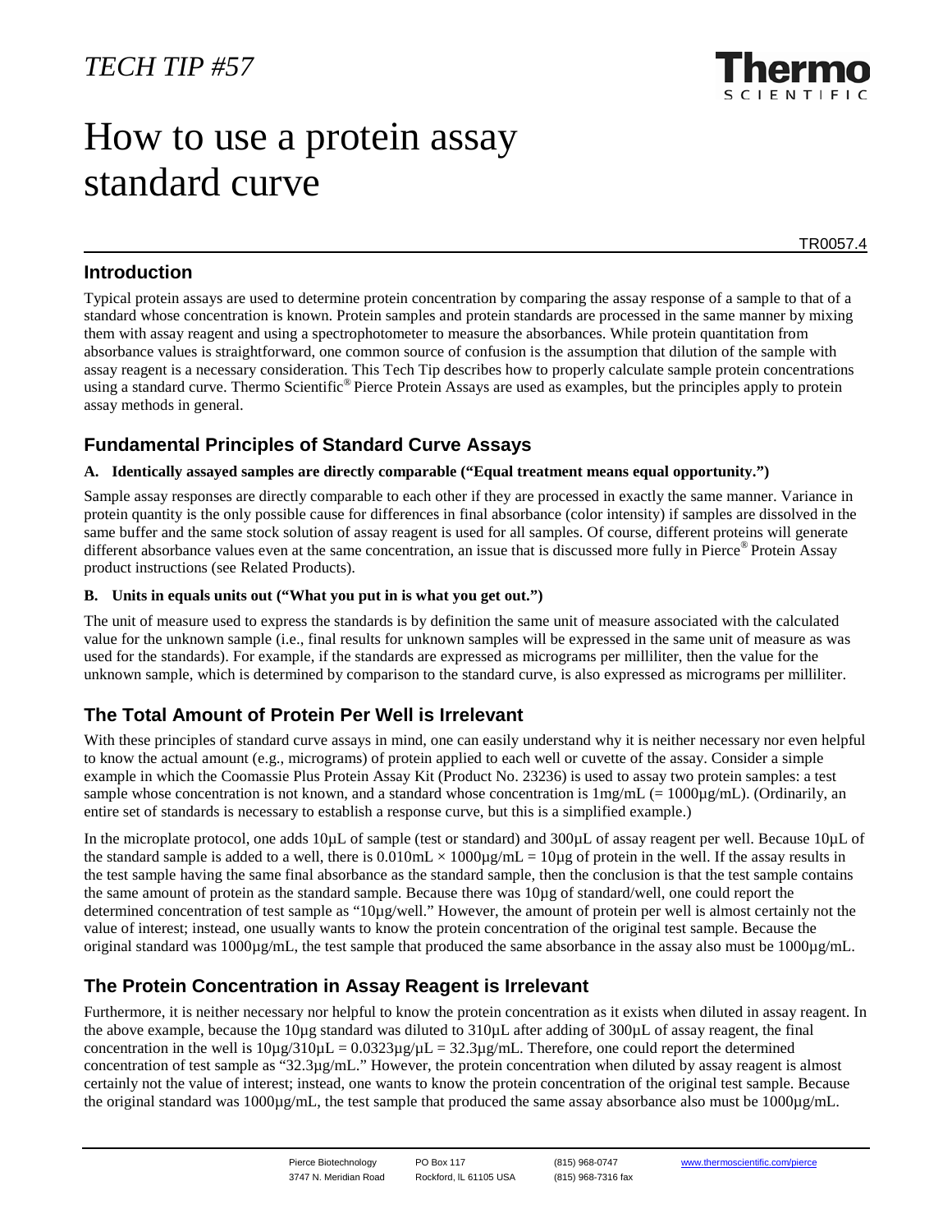*TECH TIP #57*

# How to use a protein assay standard curve

TR0057.4

## Introduction

Typical protein assays are used to determine protein concentration by comparing the assay response of a sample to that of a standard whose concentration is known. Protein samples and protein standards are processed in the same manner by mixing them with assay reagent and using a spectrophotometer to measure the absorbances. While protein quantitation from absorbance values is straightforward, one common source of confusion is the assumption that dilution of the sample with assay reagent is a necessary consideration. This Tech Tip describes how to properly calculate sample protein concentrations using a standard curve. Thermo Scientific® Pierce Protein Assays are used as examples, but the principles apply to protein assay methods in general.

## Fundamental Principles of Standard Curve Assays

**A. Identically assayed samples are directly comparable ("Equal treatment means equal opportunity.")**

Sample assay responses are directly comparable to each other if they are processed in exactly the same manner. Variance in protein quantity is the only possible cause for differences in final absorbance (color intensity) if samples are dissolved in the same buffer and the same stock solution of assay reagent is used for all samples. Of course, different proteins will generate different absorbance values even at the same concentration, an issue that is discussed more fully in Pierce® Protein Assay product instructions (see Related Products).

**B. Units in equals units out ("What you put in is what you get out.")**

The unit of measure used to express the standards is by definition the same unit of measure associated with the calculated value for the unknown sample (i.e., final results for unknown samples will be expressed in the same unit of measure as was used for the standards). For example, if the standards are expressed as micrograms per milliliter, then the value for the unknown sample, which is determined by comparison to the standard curve, is also expressed as micrograms per milliliter.

## The Total Amount of Protein Per Well is Irrelevant

With these principles of standard curve assays in mind, one can easily understand why it is neither necessary nor even helpful to know the actual amount (e.g., micrograms) of protein applied to each well or cuvette of the assay. Consider a simple example in which the Coomassie Plus Protein Assay Kit (Product No. 23236) is used to assay two protein samples: a test sample whose concentration is not known, and a standard whose concentration is 1mg/mL (= 1000µg/mL). (Ordinarily, an entire set of standards is necessary to establish a response curve, but this is a simplified example.)

In the microplate protocol, one adds 10µL of sample (test or standard) and 300µL of assay reagent per well. Because 10µL of the standard sample is added to a well, there is $0.010\text{mL} \times 1000\mu\text{g/mL} = 10\mu\text{g}$ of protein in the well. If the assay results in the test sample having the same final absorbance as the standard sample, then the conclusion is that the test sample contains the same amount of protein as the standard sample. Because there was 10µg of standard/well, one could report the determined concentration of test sample as "10µg/well." However, the amount of protein per well is almost certainly not the value of interest; instead, one usually wants to know the protein concentration of the original test sample. Because the original standard was 1000µg/mL, the test sample that produced the same absorbance in the assay also must be 1000µg/mL.

## The Protein Concentration in Assay Reagent is Irrelevant

Furthermore, it is neither necessary nor helpful to know the protein concentration as it exists when diluted in assay reagent. In the above example, because the 10µg standard was diluted to 310µL after adding of 300µL of assay reagent, the final concentration in the well is $10\mu\text{g}/310\mu\text{L} = 0.0323\mu\text{g}/\mu\text{L} = 32.3\mu\text{g/mL}$. Therefore, one could report the determined concentration of test sample as "32.3µg/mL." However, the protein concentration when diluted by assay reagent is almost certainly not the value of interest; instead, one wants to know the protein concentration of the original test sample. Because the original standard was 1000µg/mL, the test sample that produced the same assay absorbance also must be 1000µg/mL.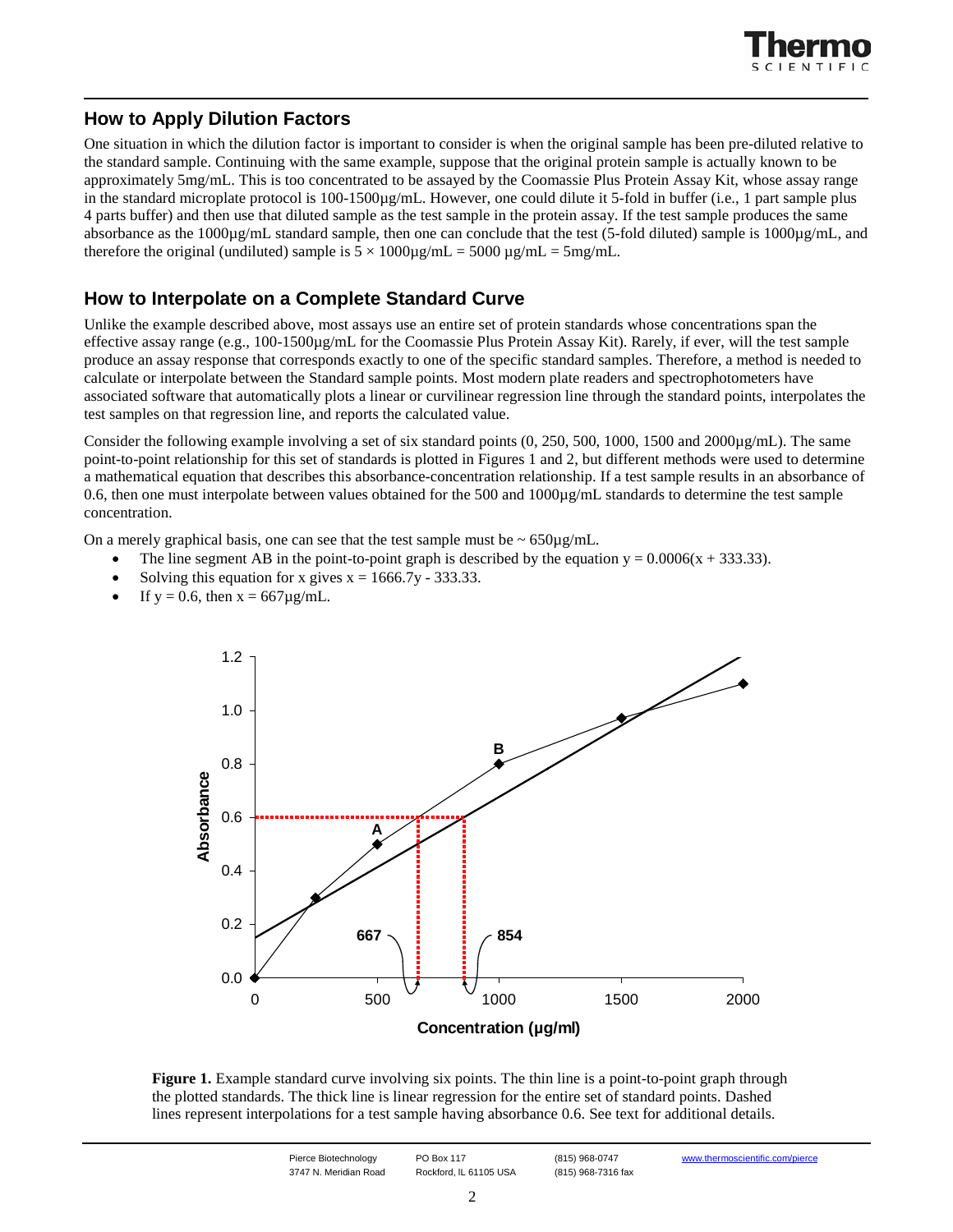## How to Apply Dilution Factors

One situation in which the dilution factor is important to consider is when the original sample has been pre-diluted relative to the standard sample. Continuing with the same example, suppose that the original protein sample is actually known to be approximately 5mg/mL. This is too concentrated to be assayed by the Coomassie Plus Protein Assay Kit, whose assay range in the standard microplate protocol is 100-1500µg/mL. However, one could dilute it 5-fold in buffer (i.e., 1 part sample plus 4 parts buffer) and then use that diluted sample as the test sample in the protein assay. If the test sample produces the same absorbance as the 1000µg/mL standard sample, then one can conclude that the test (5-fold diluted) sample is 1000µg/mL, and therefore the original (undiluted) sample is $5 \times 1000$µg/mL = 5000 µg/mL = 5mg/mL.

## How to Interpolate on a Complete Standard Curve

Unlike the example described above, most assays use an entire set of protein standards whose concentrations span the effective assay range (e.g., 100-1500µg/mL for the Coomassie Plus Protein Assay Kit). Rarely, if ever, will the test sample produce an assay response that corresponds exactly to one of the specific standard samples. Therefore, a method is needed to calculate or interpolate between the Standard sample points. Most modern plate readers and spectrophotometers have associated software that automatically plots a linear or curvilinear regression line through the standard points, interpolates the test samples on that regression line, and reports the calculated value.

Consider the following example involving a set of six standard points (0, 250, 500, 1000, 1500 and 2000µg/mL). The same point-to-point relationship for this set of standards is plotted in Figures 1 and 2, but different methods were used to determine a mathematical equation that describes this absorbance-concentration relationship. If a test sample results in an absorbance of 0.6, then one must interpolate between values obtained for the 500 and 1000µg/mL standards to determine the test sample concentration.

On a merely graphical basis, one can see that the test sample must be ~ 650µg/mL.

- The line segment AB in the point-to-point graph is described by the equation $y = 0.0006(x + 333.33)$.
- Solving this equation for x gives $x = 1666.7y - 333.33$.
- If $y = 0.6$, then $x = 667$µg/mL.

**Figure 1.** Example standard curve involving six points. The thin line is a point-to-point graph through the plotted standards. The thick line is linear regression for the entire set of standard points. Dashed lines represent interpolations for a test sample having absorbance 0.6. See text for additional details.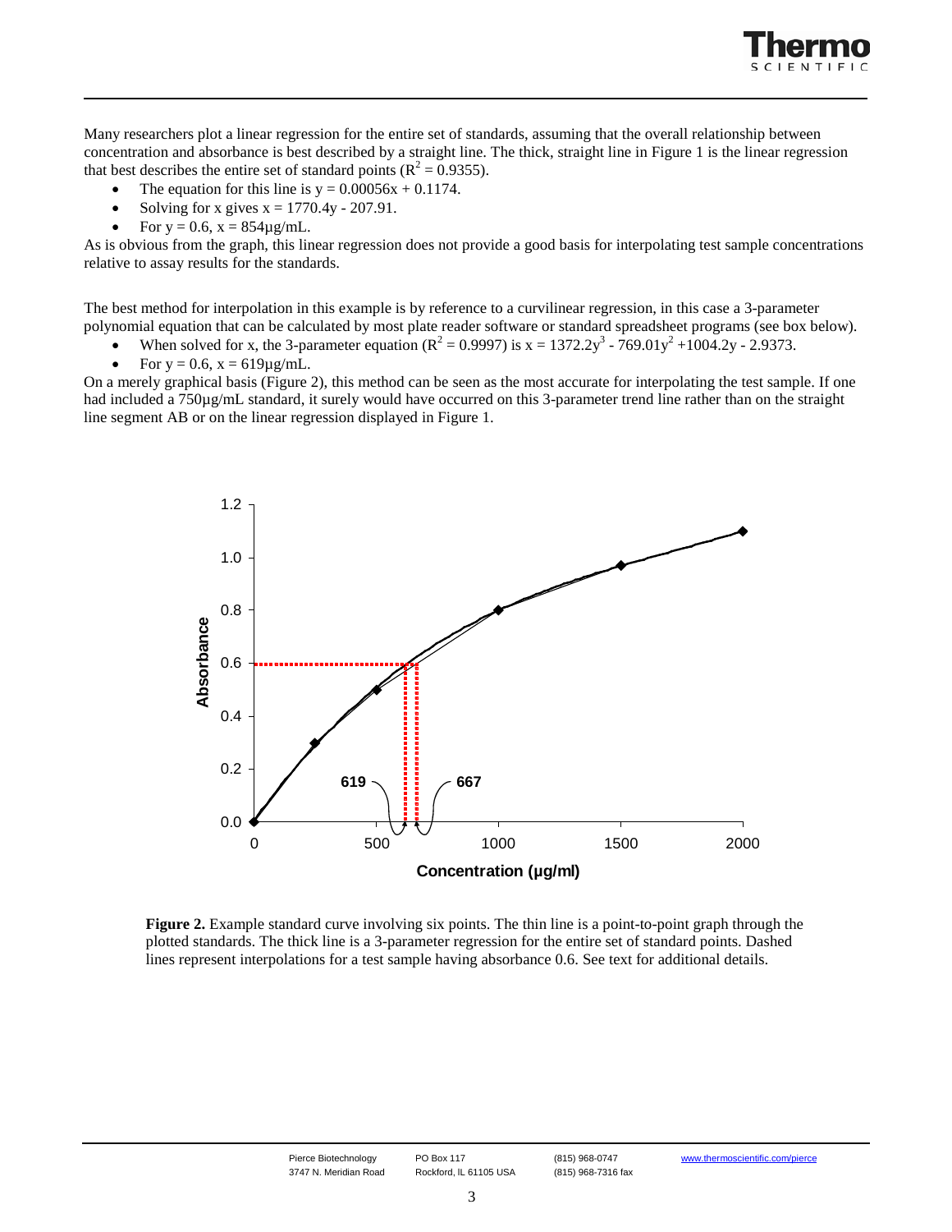Many researchers plot a linear regression for the entire set of standards, assuming that the overall relationship between concentration and absorbance is best described by a straight line. The thick, straight line in Figure 1 is the linear regression that best describes the entire set of standard points ($R^2 = 0.9355$).

- The equation for this line is $y = 0.00056x + 0.1174$.
- Solving for x gives $x = 1770.4y - 207.91$.
- For $y = 0.6$, $x = 854$µg/mL.

As is obvious from the graph, this linear regression does not provide a good basis for interpolating test sample concentrations relative to assay results for the standards.

The best method for interpolation in this example is by reference to a curvilinear regression, in this case a 3-parameter polynomial equation that can be calculated by most plate reader software or standard spreadsheet programs (see box below).

- When solved for x, the 3-parameter equation ($R^2 = 0.9997$) is $x = 1372.2y^3 - 769.01y^2 + 1004.2y - 2.9373$.
- For $y = 0.6$, $x = 619$µg/mL.

On a merely graphical basis (Figure 2), this method can be seen as the most accurate for interpolating the test sample. If one had included a 750µg/mL standard, it surely would have occurred on this 3-parameter trend line rather than on the straight line segment AB or on the linear regression displayed in Figure 1.

**Figure 2.** Example standard curve involving six points. The thin line is a point-to-point graph through the plotted standards. The thick line is a 3-parameter regression for the entire set of standard points. Dashed lines represent interpolations for a test sample having absorbance 0.6. See text for additional details.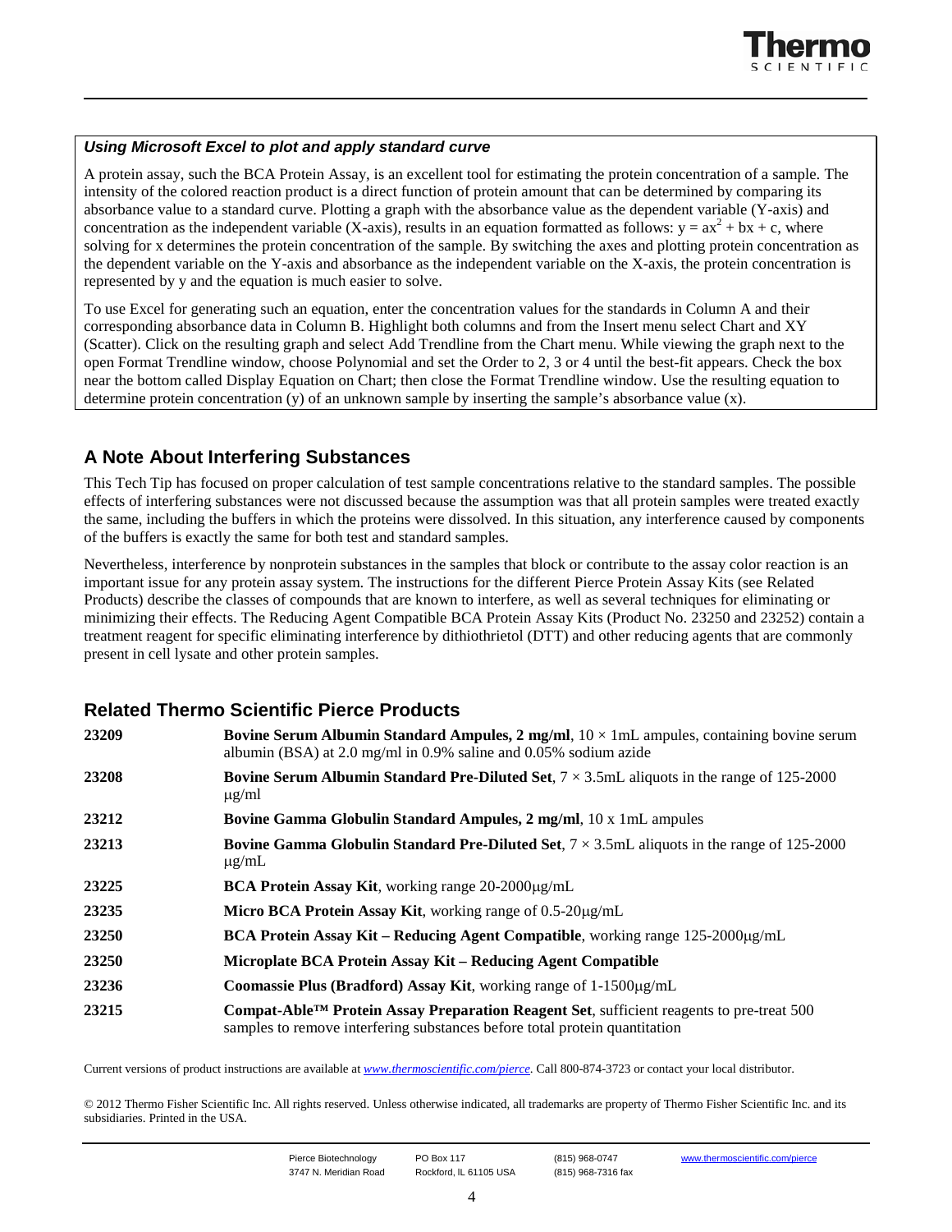***Using Microsoft Excel to plot and apply standard curve***

A protein assay, such the BCA Protein Assay, is an excellent tool for estimating the protein concentration of a sample. The intensity of the colored reaction product is a direct function of protein amount that can be determined by comparing its absorbance value to a standard curve. Plotting a graph with the absorbance value as the dependent variable (Y-axis) and concentration as the independent variable (X-axis), results in an equation formatted as follows: $y = ax^2 + bx + c$, where solving for x determines the protein concentration of the sample. By switching the axes and plotting protein concentration as the dependent variable on the Y-axis and absorbance as the independent variable on the X-axis, the protein concentration is represented by y and the equation is much easier to solve.

To use Excel for generating such an equation, enter the concentration values for the standards in Column A and their corresponding absorbance data in Column B. Highlight both columns and from the Insert menu select Chart and XY (Scatter). Click on the resulting graph and select Add Trendline from the Chart menu. While viewing the graph next to the open Format Trendline window, choose Polynomial and set the Order to 2, 3 or 4 until the best-fit appears. Check the box near the bottom called Display Equation on Chart; then close the Format Trendline window. Use the resulting equation to determine protein concentration (y) of an unknown sample by inserting the sample's absorbance value (x).

## A Note About Interfering Substances

This Tech Tip has focused on proper calculation of test sample concentrations relative to the standard samples. The possible effects of interfering substances were not discussed because the assumption was that all protein samples were treated exactly the same, including the buffers in which the proteins were dissolved. In this situation, any interference caused by components of the buffers is exactly the same for both test and standard samples.

Nevertheless, interference by nonprotein substances in the samples that block or contribute to the assay color reaction is an important issue for any protein assay system. The instructions for the different Pierce Protein Assay Kits (see Related Products) describe the classes of compounds that are known to interfere, as well as several techniques for eliminating or minimizing their effects. The Reducing Agent Compatible BCA Protein Assay Kits (Product No. 23250 and 23252) contain a treatment reagent for specific eliminating interference by dithiothrietol (DTT) and other reducing agents that are commonly present in cell lysate and other protein samples.

## Related Thermo Scientific Pierce Products

| | |
|---|---|
| **23209** | **Bovine Serum Albumin Standard Ampules, 2 mg/ml**, 10 × 1mL ampules, containing bovine serum albumin (BSA) at 2.0 mg/ml in 0.9% saline and 0.05% sodium azide |
| **23208** | **Bovine Serum Albumin Standard Pre-Diluted Set**, 7 × 3.5mL aliquots in the range of 125-2000 µg/ml |
| **23212** | **Bovine Gamma Globulin Standard Ampules, 2 mg/ml**, 10 x 1mL ampules |
| **23213** | **Bovine Gamma Globulin Standard Pre-Diluted Set**, 7 × 3.5mL aliquots in the range of 125-2000 µg/mL |
| **23225** | **BCA Protein Assay Kit**, working range 20-2000µg/mL |
| **23235** | **Micro BCA Protein Assay Kit**, working range of 0.5-20µg/mL |
| **23250** | **BCA Protein Assay Kit – Reducing Agent Compatible**, working range 125-2000µg/mL |
| **23250** | **Microplate BCA Protein Assay Kit – Reducing Agent Compatible** |
| **23236** | **Coomassie Plus (Bradford) Assay Kit**, working range of 1-1500µg/mL |
| **23215** | **Compat-Able™ Protein Assay Preparation Reagent Set**, sufficient reagents to pre-treat 500 samples to remove interfering substances before total protein quantitation |

Current versions of product instructions are available at *www.thermoscientific.com/pierce*. Call 800-874-3723 or contact your local distributor.

© 2012 Thermo Fisher Scientific Inc. All rights reserved. Unless otherwise indicated, all trademarks are property of Thermo Fisher Scientific Inc. and its subsidiaries. Printed in the USA.